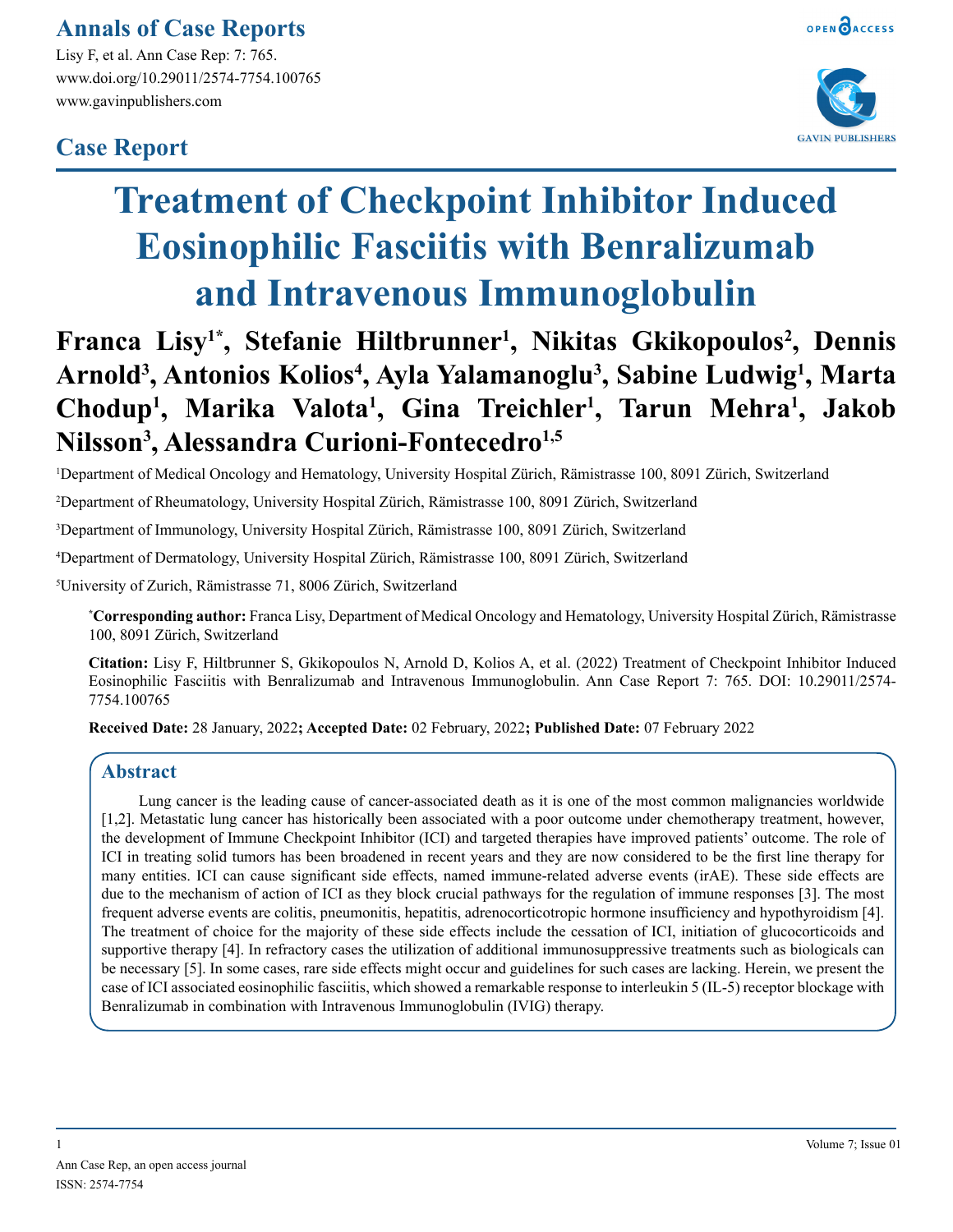# Treatment of Checkpoint Inhibitor Induced Eosinophilic Fasciitis with Benralizumab and Intravenous Immunoglobulin

Case Report

**Franca Lisy[1*], Stefanie Hiltbrunner[1], Nikitas Gkikopoulos[2], Dennis Arnold[3], Antonios Kolios[4], Ayla Yalamanoglu[3], Sabine Ludwig[1], Marta Chodup[1], Marika Valota[1], Gina Treichler[1], Tarun Mehra[1], Jakob Nilsson[3], Alessandra Curioni-Fontecedro[1,5]**

[1]Department of Medical Oncology and Hematology, University Hospital Zürich, Rämistrasse 100, 8091 Zürich, Switzerland

[2]Department of Rheumatology, University Hospital Zürich, Rämistrasse 100, 8091 Zürich, Switzerland

[3]Department of Immunology, University Hospital Zürich, Rämistrasse 100, 8091 Zürich, Switzerland

[4]Department of Dermatology, University Hospital Zürich, Rämistrasse 100, 8091 Zürich, Switzerland

[5]University of Zurich, Rämistrasse 71, 8006 Zürich, Switzerland

**\*Corresponding author:** Franca Lisy, Department of Medical Oncology and Hematology, University Hospital Zürich, Rämistrasse 100, 8091 Zürich, Switzerland

**Citation:** Lisy F, Hiltbrunner S, Gkikopoulos N, Arnold D, Kolios A, et al. (2022) Treatment of Checkpoint Inhibitor Induced Eosinophilic Fasciitis with Benralizumab and Intravenous Immunoglobulin. Ann Case Report 7: 765. DOI: 10.29011/2574-7754.100765

**Received Date:** 28 January, 2022**; Accepted Date:** 02 February, 2022**; Published Date:** 07 February 2022

## Abstract

Lung cancer is the leading cause of cancer-associated death as it is one of the most common malignancies worldwide [1,2]. Metastatic lung cancer has historically been associated with a poor outcome under chemotherapy treatment, however, the development of Immune Checkpoint Inhibitor (ICI) and targeted therapies have improved patients' outcome. The role of ICI in treating solid tumors has been broadened in recent years and they are now considered to be the first line therapy for many entities. ICI can cause significant side effects, named immune-related adverse events (irAE). These side effects are due to the mechanism of action of ICI as they block crucial pathways for the regulation of immune responses [3]. The most frequent adverse events are colitis, pneumonitis, hepatitis, adrenocorticotropic hormone insufficiency and hypothyroidism [4]. The treatment of choice for the majority of these side effects include the cessation of ICI, initiation of glucocorticoids and supportive therapy [4]. In refractory cases the utilization of additional immunosuppressive treatments such as biologicals can be necessary [5]. In some cases, rare side effects might occur and guidelines for such cases are lacking. Herein, we present the case of ICI associated eosinophilic fasciitis, which showed a remarkable response to interleukin 5 (IL-5) receptor blockage with Benralizumab in combination with Intravenous Immunoglobulin (IVIG) therapy.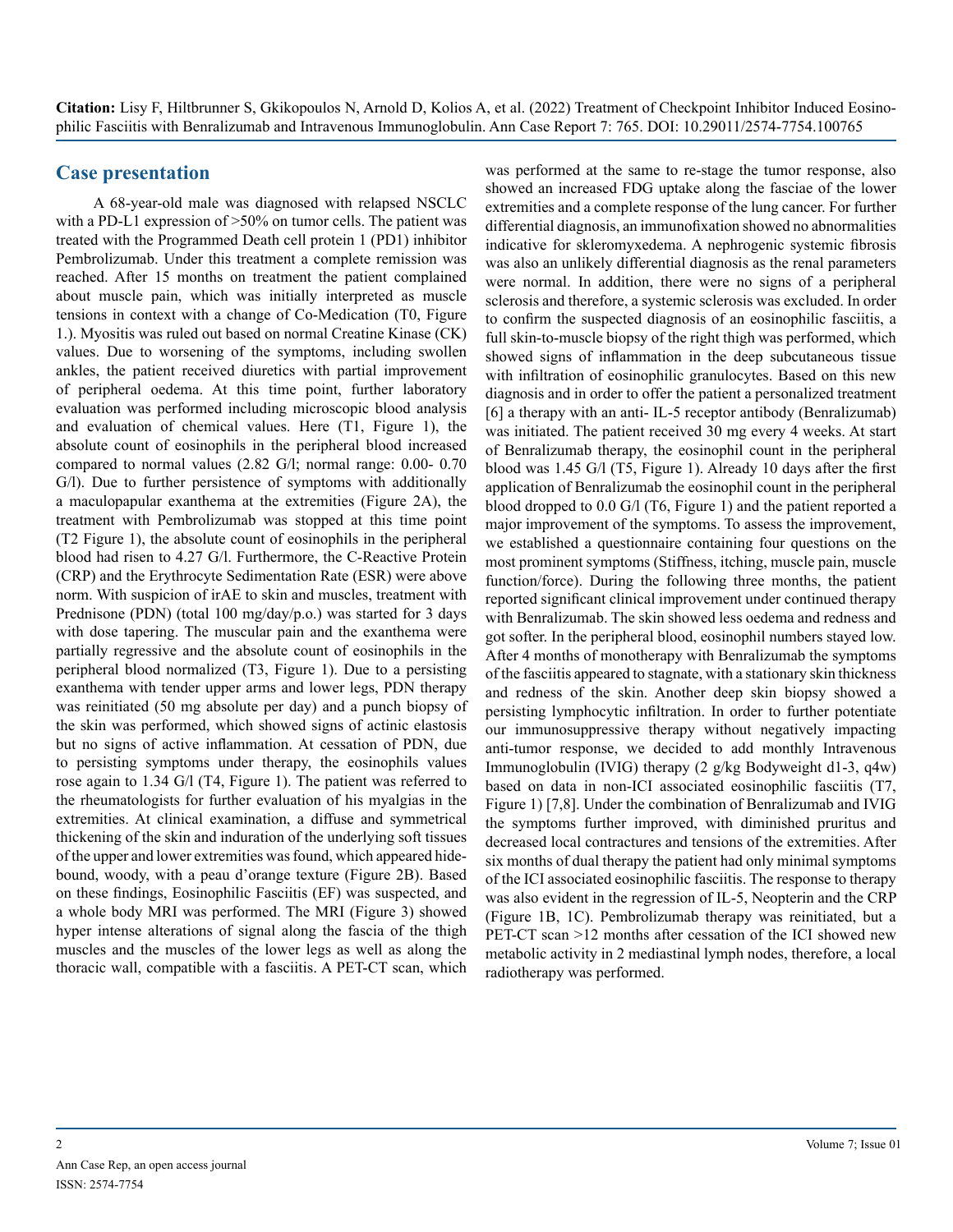## Case presentation

A 68-year-old male was diagnosed with relapsed NSCLC with a PD-L1 expression of >50% on tumor cells. The patient was treated with the Programmed Death cell protein 1 (PD1) inhibitor Pembrolizumab. Under this treatment a complete remission was reached. After 15 months on treatment the patient complained about muscle pain, which was initially interpreted as muscle tensions in context with a change of Co-Medication (T0, Figure 1.). Myositis was ruled out based on normal Creatine Kinase (CK) values. Due to worsening of the symptoms, including swollen ankles, the patient received diuretics with partial improvement of peripheral oedema. At this time point, further laboratory evaluation was performed including microscopic blood analysis and evaluation of chemical values. Here (T1, Figure 1), the absolute count of eosinophils in the peripheral blood increased compared to normal values (2.82 G/l; normal range: 0.00- 0.70 G/l). Due to further persistence of symptoms with additionally a maculopapular exanthema at the extremities (Figure 2A), the treatment with Pembrolizumab was stopped at this time point (T2 Figure 1), the absolute count of eosinophils in the peripheral blood had risen to 4.27 G/l. Furthermore, the C-Reactive Protein (CRP) and the Erythrocyte Sedimentation Rate (ESR) were above norm. With suspicion of irAE to skin and muscles, treatment with Prednisone (PDN) (total 100 mg/day/p.o.) was started for 3 days with dose tapering. The muscular pain and the exanthema were partially regressive and the absolute count of eosinophils in the peripheral blood normalized (T3, Figure 1). Due to a persisting exanthema with tender upper arms and lower legs, PDN therapy was reinitiated (50 mg absolute per day) and a punch biopsy of the skin was performed, which showed signs of actinic elastosis but no signs of active inflammation. At cessation of PDN, due to persisting symptoms under therapy, the eosinophils values rose again to 1.34 G/l (T4, Figure 1). The patient was referred to the rheumatologists for further evaluation of his myalgias in the extremities. At clinical examination, a diffuse and symmetrical thickening of the skin and induration of the underlying soft tissues of the upper and lower extremities was found, which appeared hide-bound, woody, with a peau d'orange texture (Figure 2B). Based on these findings, Eosinophilic Fasciitis (EF) was suspected, and a whole body MRI was performed. The MRI (Figure 3) showed hyper intense alterations of signal along the fascia of the thigh muscles and the muscles of the lower legs as well as along the thoracic wall, compatible with a fasciitis. A PET-CT scan, which was performed at the same to re-stage the tumor response, also showed an increased FDG uptake along the fasciae of the lower extremities and a complete response of the lung cancer. For further differential diagnosis, an immunofixation showed no abnormalities indicative for skleromyxedema. A nephrogenic systemic fibrosis was also an unlikely differential diagnosis as the renal parameters were normal. In addition, there were no signs of a peripheral sclerosis and therefore, a systemic sclerosis was excluded. In order to confirm the suspected diagnosis of an eosinophilic fasciitis, a full skin-to-muscle biopsy of the right thigh was performed, which showed signs of inflammation in the deep subcutaneous tissue with infiltration of eosinophilic granulocytes. Based on this new diagnosis and in order to offer the patient a personalized treatment [6] a therapy with an anti- IL-5 receptor antibody (Benralizumab) was initiated. The patient received 30 mg every 4 weeks. At start of Benralizumab therapy, the eosinophil count in the peripheral blood was 1.45 G/l (T5, Figure 1). Already 10 days after the first application of Benralizumab the eosinophil count in the peripheral blood dropped to 0.0 G/l (T6, Figure 1) and the patient reported a major improvement of the symptoms. To assess the improvement, we established a questionnaire containing four questions on the most prominent symptoms (Stiffness, itching, muscle pain, muscle function/force). During the following three months, the patient reported significant clinical improvement under continued therapy with Benralizumab. The skin showed less oedema and redness and got softer. In the peripheral blood, eosinophil numbers stayed low. After 4 months of monotherapy with Benralizumab the symptoms of the fasciitis appeared to stagnate, with a stationary skin thickness and redness of the skin. Another deep skin biopsy showed a persisting lymphocytic infiltration. In order to further potentiate our immunosuppressive therapy without negatively impacting anti-tumor response, we decided to add monthly Intravenous Immunoglobulin (IVIG) therapy (2 g/kg Bodyweight d1-3, q4w) based on data in non-ICI associated eosinophilic fasciitis (T7, Figure 1) [7,8]. Under the combination of Benralizumab and IVIG the symptoms further improved, with diminished pruritus and decreased local contractures and tensions of the extremities. After six months of dual therapy the patient had only minimal symptoms of the ICI associated eosinophilic fasciitis. The response to therapy was also evident in the regression of IL-5, Neopterin and the CRP (Figure 1B, 1C). Pembrolizumab therapy was reinitiated, but a PET-CT scan >12 months after cessation of the ICI showed new metabolic activity in 2 mediastinal lymph nodes, therefore, a local radiotherapy was performed.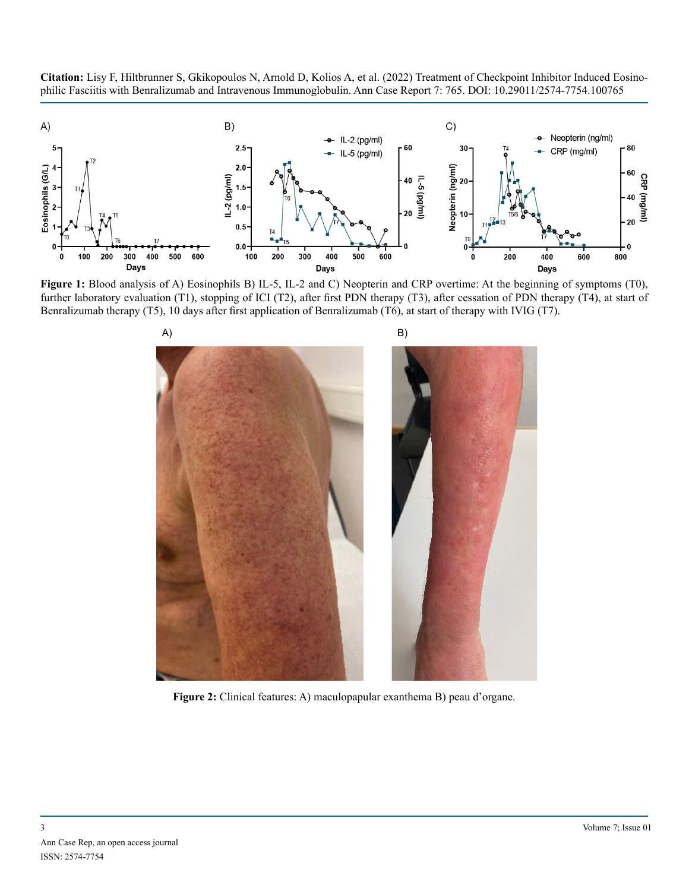**Figure 1:** Blood analysis of A) Eosinophils B) IL-5, IL-2 and C) Neopterin and CRP overtime: At the beginning of symptoms (T0), further laboratory evaluation (T1), stopping of ICI (T2), after first PDN therapy (T3), after cessation of PDN therapy (T4), at start of Benralizumab therapy (T5), 10 days after first application of Benralizumab (T6), at start of therapy with IVIG (T7).

**Figure 2:** Clinical features: A) maculopapular exanthema B) peau d'organe.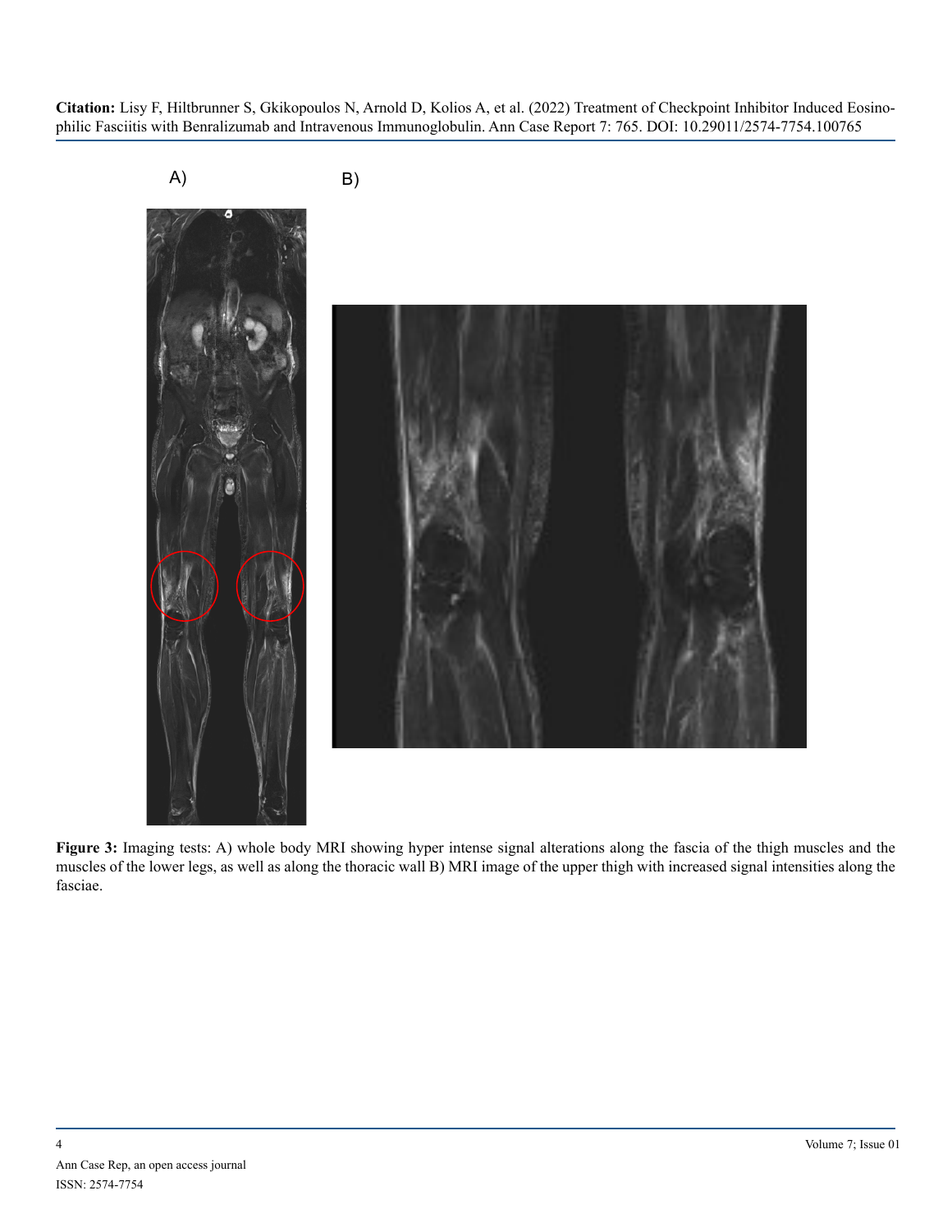A) B)

**Figure 3:** Imaging tests: A) whole body MRI showing hyper intense signal alterations along the fascia of the thigh muscles and the muscles of the lower legs, as well as along the thoracic wall B) MRI image of the upper thigh with increased signal intensities along the fasciae.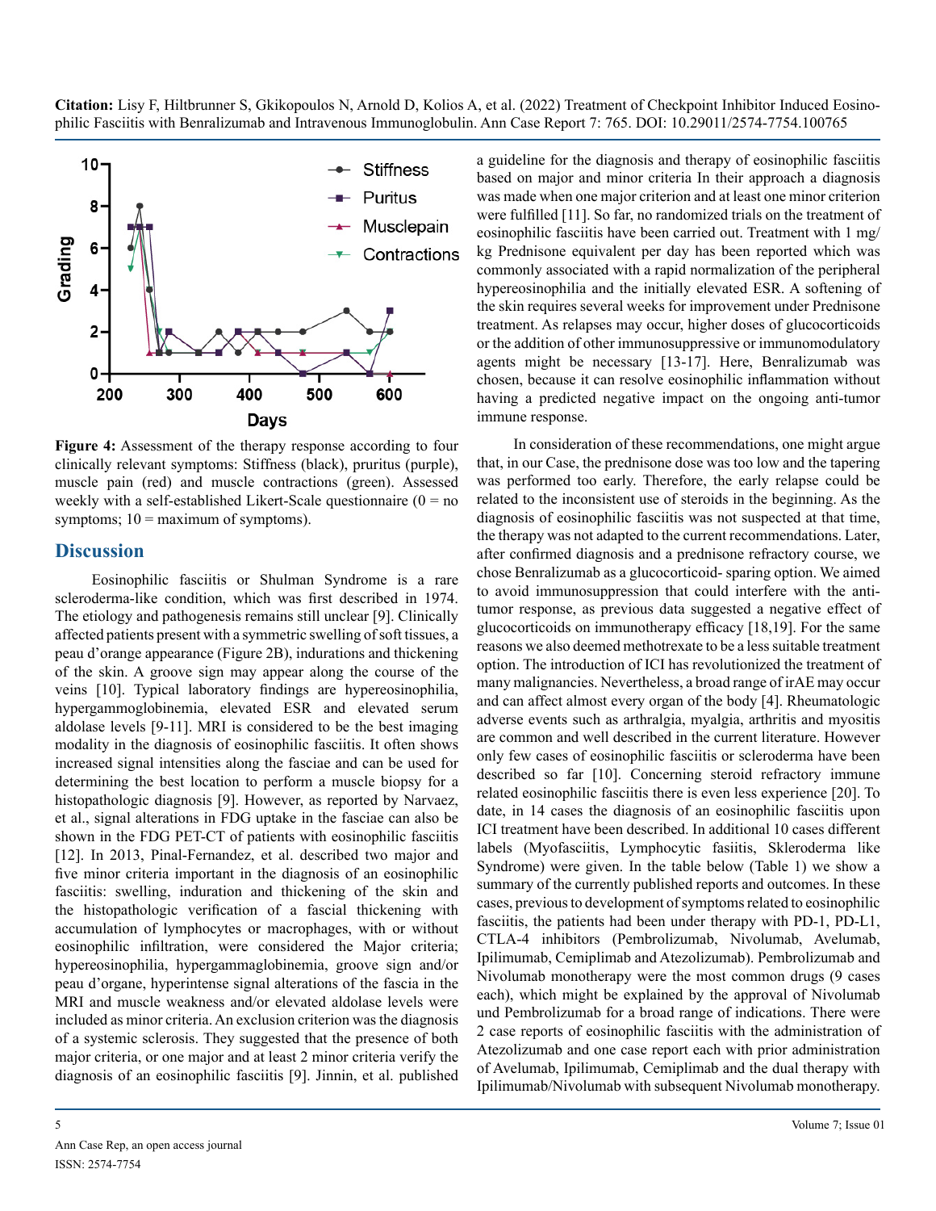**Figure 4:** Assessment of the therapy response according to four clinically relevant symptoms: Stiffness (black), pruritus (purple), muscle pain (red) and muscle contractions (green). Assessed weekly with a self-established Likert-Scale questionnaire (0 = no symptoms; 10 = maximum of symptoms).

## Discussion

Eosinophilic fasciitis or Shulman Syndrome is a rare scleroderma-like condition, which was first described in 1974. The etiology and pathogenesis remains still unclear [9]. Clinically affected patients present with a symmetric swelling of soft tissues, a peau d'orange appearance (Figure 2B), indurations and thickening of the skin. A groove sign may appear along the course of the veins [10]. Typical laboratory findings are hypereosinophilia, hypergammoglobinemia, elevated ESR and elevated serum aldolase levels [9-11]. MRI is considered to be the best imaging modality in the diagnosis of eosinophilic fasciitis. It often shows increased signal intensities along the fasciae and can be used for determining the best location to perform a muscle biopsy for a histopathologic diagnosis [9]. However, as reported by Narvaez, et al., signal alterations in FDG uptake in the fasciae can also be shown in the FDG PET-CT of patients with eosinophilic fasciitis [12]. In 2013, Pinal-Fernandez, et al. described two major and five minor criteria important in the diagnosis of an eosinophilic fasciitis: swelling, induration and thickening of the skin and the histopathologic verification of a fascial thickening with accumulation of lymphocytes or macrophages, with or without eosinophilic infiltration, were considered the Major criteria; hypereosinophilia, hypergammaglobinemia, groove sign and/or peau d'organe, hyperintense signal alterations of the fascia in the MRI and muscle weakness and/or elevated aldolase levels were included as minor criteria. An exclusion criterion was the diagnosis of a systemic sclerosis. They suggested that the presence of both major criteria, or one major and at least 2 minor criteria verify the diagnosis of an eosinophilic fasciitis [9]. Jinnin, et al. published a guideline for the diagnosis and therapy of eosinophilic fasciitis based on major and minor criteria In their approach a diagnosis was made when one major criterion and at least one minor criterion were fulfilled [11]. So far, no randomized trials on the treatment of eosinophilic fasciitis have been carried out. Treatment with 1 mg/kg Prednisone equivalent per day has been reported which was commonly associated with a rapid normalization of the peripheral hypereosinophilia and the initially elevated ESR. A softening of the skin requires several weeks for improvement under Prednisone treatment. As relapses may occur, higher doses of glucocorticoids or the addition of other immunosuppressive or immunomodulatory agents might be necessary [13-17]. Here, Benralizumab was chosen, because it can resolve eosinophilic inflammation without having a predicted negative impact on the ongoing anti-tumor immune response.

In consideration of these recommendations, one might argue that, in our Case, the prednisone dose was too low and the tapering was performed too early. Therefore, the early relapse could be related to the inconsistent use of steroids in the beginning. As the diagnosis of eosinophilic fasciitis was not suspected at that time, the therapy was not adapted to the current recommendations. Later, after confirmed diagnosis and a prednisone refractory course, we chose Benralizumab as a glucocorticoid- sparing option. We aimed to avoid immunosuppression that could interfere with the anti-tumor response, as previous data suggested a negative effect of glucocorticoids on immunotherapy efficacy [18,19]. For the same reasons we also deemed methotrexate to be a less suitable treatment option. The introduction of ICI has revolutionized the treatment of many malignancies. Nevertheless, a broad range of irAE may occur and can affect almost every organ of the body [4]. Rheumatologic adverse events such as arthralgia, myalgia, arthritis and myositis are common and well described in the current literature. However only few cases of eosinophilic fasciitis or scleroderma have been described so far [10]. Concerning steroid refractory immune related eosinophilic fasciitis there is even less experience [20]. To date, in 14 cases the diagnosis of an eosinophilic fasciitis upon ICI treatment have been described. In additional 10 cases different labels (Myofasciitis, Lymphocytic fasiitis, Skleroderma like Syndrome) were given. In the table below (Table 1) we show a summary of the currently published reports and outcomes. In these cases, previous to development of symptoms related to eosinophilic fasciitis, the patients had been under therapy with PD-1, PD-L1, CTLA-4 inhibitors (Pembrolizumab, Nivolumab, Avelumab, Ipilimumab, Cemiplimab and Atezolizumab). Pembrolizumab and Nivolumab monotherapy were the most common drugs (9 cases each), which might be explained by the approval of Nivolumab und Pembrolizumab for a broad range of indications. There were 2 case reports of eosinophilic fasciitis with the administration of Atezolizumab and one case report each with prior administration of Avelumab, Ipilimumab, Cemiplimab and the dual therapy with Ipilimumab/Nivolumab with subsequent Nivolumab monotherapy.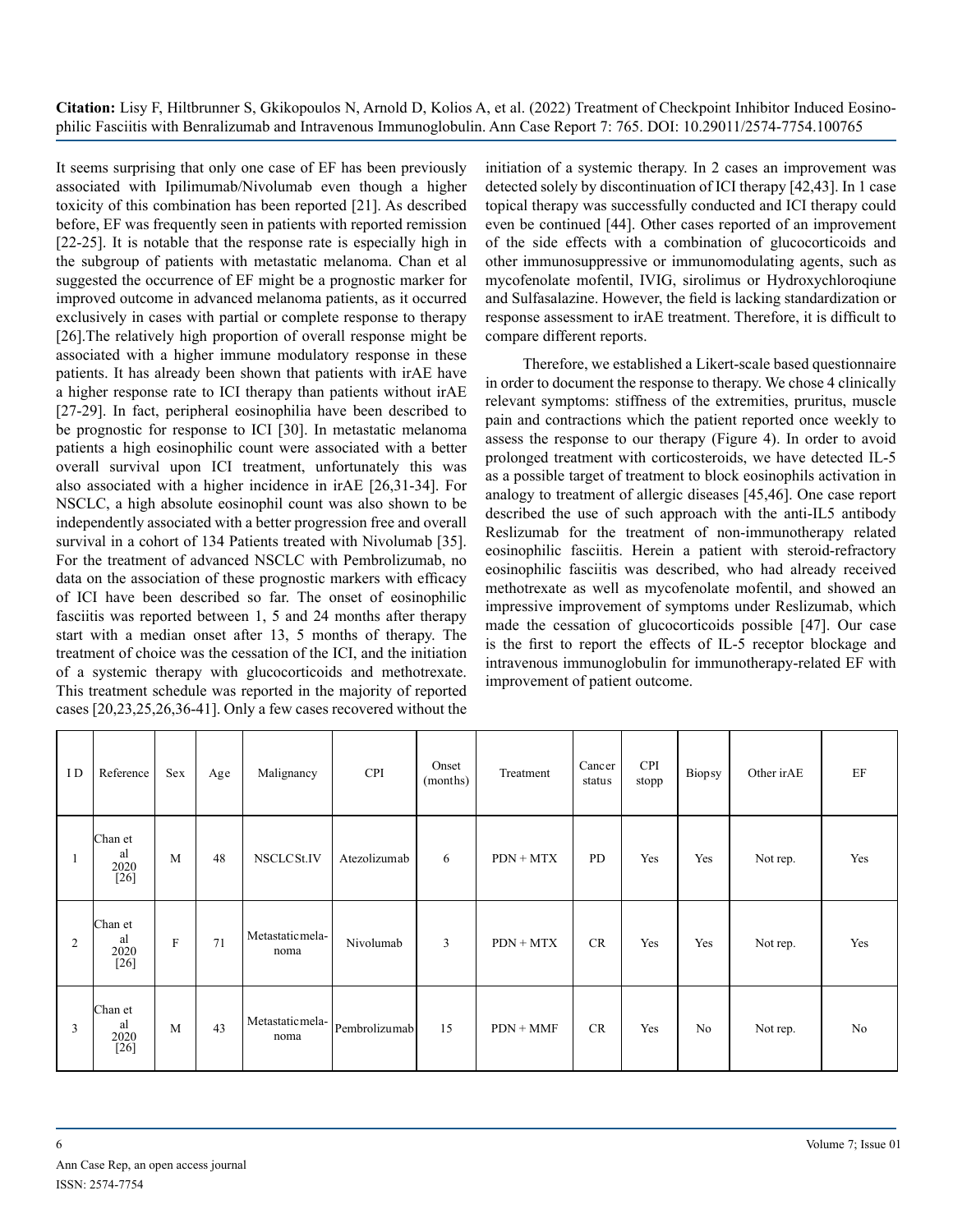It seems surprising that only one case of EF has been previously associated with Ipilimumab/Nivolumab even though a higher toxicity of this combination has been reported [21]. As described before, EF was frequently seen in patients with reported remission [22-25]. It is notable that the response rate is especially high in the subgroup of patients with metastatic melanoma. Chan et al suggested the occurrence of EF might be a prognostic marker for improved outcome in advanced melanoma patients, as it occurred exclusively in cases with partial or complete response to therapy [26].The relatively high proportion of overall response might be associated with a higher immune modulatory response in these patients. It has already been shown that patients with irAE have a higher response rate to ICI therapy than patients without irAE [27-29]. In fact, peripheral eosinophilia have been described to be prognostic for response to ICI [30]. In metastatic melanoma patients a high eosinophilic count were associated with a better overall survival upon ICI treatment, unfortunately this was also associated with a higher incidence in irAE [26,31-34]. For NSCLC, a high absolute eosinophil count was also shown to be independently associated with a better progression free and overall survival in a cohort of 134 Patients treated with Nivolumab [35]. For the treatment of advanced NSCLC with Pembrolizumab, no data on the association of these prognostic markers with efficacy of ICI have been described so far. The onset of eosinophilic fasciitis was reported between 1, 5 and 24 months after therapy start with a median onset after 13, 5 months of therapy. The treatment of choice was the cessation of the ICI, and the initiation of a systemic therapy with glucocorticoids and methotrexate. This treatment schedule was reported in the majority of reported cases [20,23,25,26,36-41]. Only a few cases recovered without the initiation of a systemic therapy. In 2 cases an improvement was detected solely by discontinuation of ICI therapy [42,43]. In 1 case topical therapy was successfully conducted and ICI therapy could even be continued [44]. Other cases reported of an improvement of the side effects with a combination of glucocorticoids and other immunosuppressive or immunomodulating agents, such as mycofenolate mofentil, IVIG, sirolimus or Hydroxychloroqiune and Sulfasalazine. However, the field is lacking standardization or response assessment to irAE treatment. Therefore, it is difficult to compare different reports.

Therefore, we established a Likert-scale based questionnaire in order to document the response to therapy. We chose 4 clinically relevant symptoms: stiffness of the extremities, pruritus, muscle pain and contractions which the patient reported once weekly to assess the response to our therapy (Figure 4). In order to avoid prolonged treatment with corticosteroids, we have detected IL-5 as a possible target of treatment to block eosinophils activation in analogy to treatment of allergic diseases [45,46]. One case report described the use of such approach with the anti-IL5 antibody Reslizumab for the treatment of non-immunotherapy related eosinophilic fasciitis. Herein a patient with steroid-refractory eosinophilic fasciitis was described, who had already received methotrexate as well as mycofenolate mofentil, and showed an impressive improvement of symptoms under Reslizumab, which made the cessation of glucocorticoids possible [47]. Our case is the first to report the effects of IL-5 receptor blockage and intravenous immunoglobulin for immunotherapy-related EF with improvement of patient outcome.

| ID | Reference | Sex | Age | Malignancy | CPI | Onset (months) | Treatment | Cancer status | CPI stopp | Biopsy | Other irAE | EF |
|---|---|---|---|---|---|---|---|---|---|---|---|---|
| 1 | Chan et al 2020 [26] | M | 48 | NSCLC St.IV | Atezolizumab | 6 | PDN + MTX | PD | Yes | Yes | Not rep. | Yes |
| 2 | Chan et al 2020 [26] | F | 71 | Metastatic melanoma | Nivolumab | 3 | PDN + MTX | CR | Yes | Yes | Not rep. | Yes |
| 3 | Chan et al 2020 [26] | M | 43 | Metastatic melanoma | Pembrolizumab | 15 | PDN + MMF | CR | Yes | No | Not rep. | No |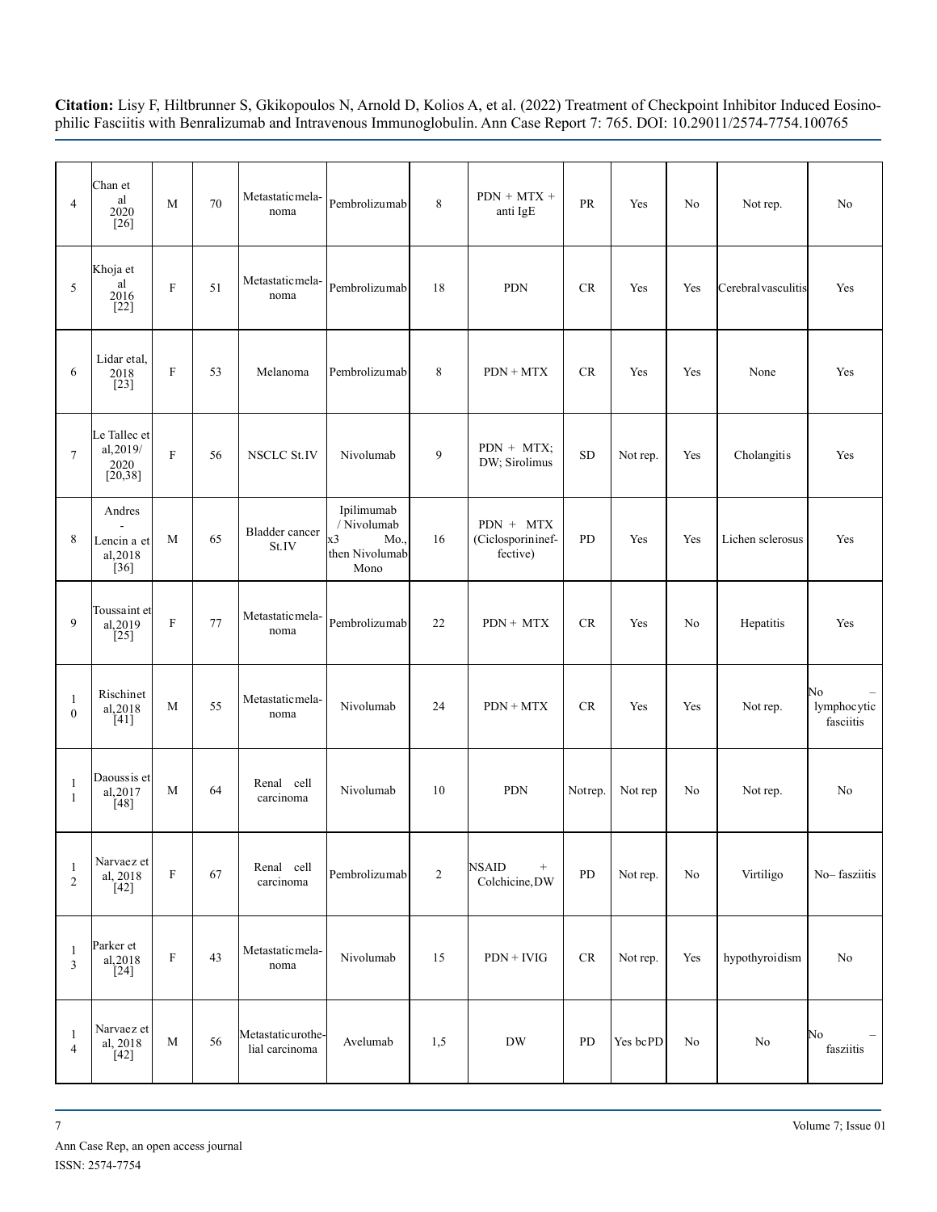| 4 | Chan et al 2020 [26] | M | 70 | Metastaticmela-noma | Pembrolizumab | 8 | PDN + MTX + anti IgE | PR | Yes | No | Not rep. | No |
|---|---|---|---|---|---|---|---|---|---|---|---|---|
| 5 | Khoja et al 2016 [22] | F | 51 | Metastaticmela-noma | Pembrolizumab | 18 | PDN | CR | Yes | Yes | Cerebralvasculitis | Yes |
| 6 | Lidar etal, 2018 [23] | F | 53 | Melanoma | Pembrolizumab | 8 | PDN + MTX | CR | Yes | Yes | None | Yes |
| 7 | Le Tallec et al,2019/ 2020 [20,38] | F | 56 | NSCLC St.IV | Nivolumab | 9 | PDN + MTX; DW; Sirolimus | SD | Not rep. | Yes | Cholangitis | Yes |
| 8 | Andres - Lencin a et al,2018 [36] | M | 65 | Bladder cancer St.IV | Ipilimumab / Nivolumab x3 Mo., then Nivolumab Mono | 16 | PDN + MTX (Ciclosporinineffective) | PD | Yes | Yes | Lichen sclerosus | Yes |
| 9 | Toussaint et al,2019 [25] | F | 77 | Metastaticmela-noma | Pembrolizumab | 22 | PDN + MTX | CR | Yes | No | Hepatitis | Yes |
| 10 | Rischinet al,2018 [41] | M | 55 | Metastaticmela-noma | Nivolumab | 24 | PDN + MTX | CR | Yes | Yes | Not rep. | No – lymphocytic fasciitis |
| 11 | Daoussis et al,2017 [48] | M | 64 | Renal cell carcinoma | Nivolumab | 10 | PDN | Notrep. | Not rep | No | Not rep. | No |
| 12 | Narvaez et al, 2018 [42] | F | 67 | Renal cell carcinoma | Pembrolizumab | 2 | NSAID + Colchicine,DW | PD | Not rep. | No | Virtiligo | No– fasziitis |
| 13 | Parker et al,2018 [24] | F | 43 | Metastaticmela-noma | Nivolumab | 15 | PDN + IVIG | CR | Not rep. | Yes | hypothyroidism | No |
| 14 | Narvaez et al, 2018 [42] | M | 56 | Metastaticurothe-lial carcinoma | Avelumab | 1,5 | DW | PD | Yes bcPD | No | No | No – fasziitis |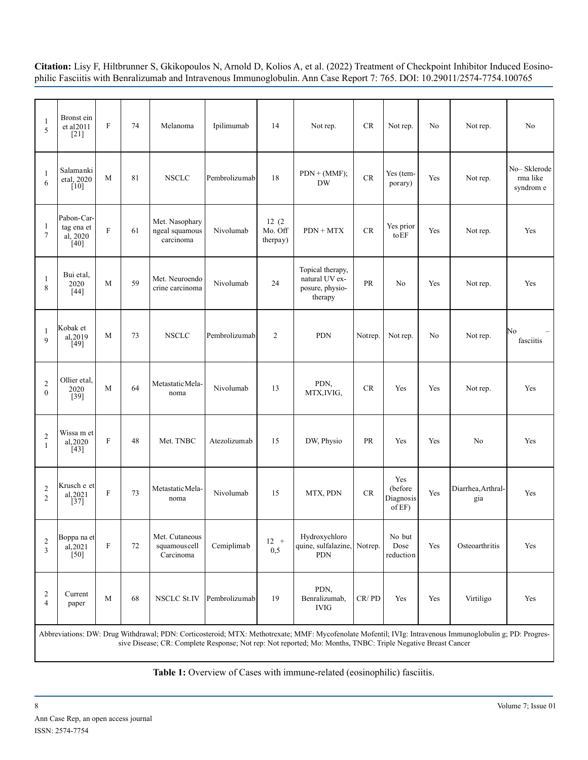| 15 | Bronst ein et al2011 [21] | F | 74 | Melanoma | Ipilimumab | 14 | Not rep. | CR | Not rep. | No | Not rep. | No |
|---|---|---|---|---|---|---|---|---|---|---|---|---|
| 16 | Salamanki etal, 2020 [10] | M | 81 | NSCLC | Pembrolizumab | 18 | PDN + (MMF); DW | CR | Yes (temporary) | Yes | Not rep. | No– Sklerode rma like syndrom e |
| 17 | Pabon-Cartag ena et al, 2020 [40] | F | 61 | Met. Nasophary ngeal squamous carcinoma | Nivolumab | 12 (2 Mo. Off therpay) | PDN + MTX | CR | Yes prior toEF | Yes | Not rep. | Yes |
| 18 | Bui etal, 2020 [44] | M | 59 | Met. Neuroendo crine carcinoma | Nivolumab | 24 | Topical therapy, natural UV exposure, physiotherapy | PR | No | Yes | Not rep. | Yes |
| 19 | Kobak et al,2019 [49] | M | 73 | NSCLC | Pembrolizumab | 2 | PDN | Notrep. | Not rep. | No | Not rep. | No – fasciitis |
| 20 | Ollier etal, 2020 [39] | M | 64 | MetastaticMelanoma | Nivolumab | 13 | PDN, MTX,IVIG, | CR | Yes | Yes | Not rep. | Yes |
| 21 | Wissa m et al,2020 [43] | F | 48 | Met. TNBC | Atezolizumab | 15 | DW, Physio | PR | Yes | Yes | No | Yes |
| 22 | Krusch e et al,2021 [37] | F | 73 | MetastaticMelanoma | Nivolumab | 15 | MTX, PDN | CR | Yes (before Diagnosis of EF) | Yes | Diarrhea,Arthralgia | Yes |
| 23 | Boppa na et al,2021 [50] | F | 72 | Met. Cutaneous squamouscell Carcinoma | Cemiplimab | 12 + 0,5 | Hydroxychloro quine, sulfalazine, PDN | Notrep. | No but Dose reduction | Yes | Osteoarthritis | Yes |
| 24 | Current paper | M | 68 | NSCLC St.IV | Pembrolizumab | 19 | PDN, Benralizumab, IVIG | CR/ PD | Yes | Yes | Virtiligo | Yes |

Abbreviations: DW: Drug Withdrawal; PDN: Corticosteroid; MTX: Methotrexate; MMF: Mycofenolate Mofentil; IVIg: Intravenous Immunoglobulin g; PD: Progressive Disease; CR: Complete Response; Not rep: Not reported; Mo: Months, TNBC: Triple Negative Breast Cancer

**Table 1:** Overview of Cases with immune-related (eosinophilic) fasciitis.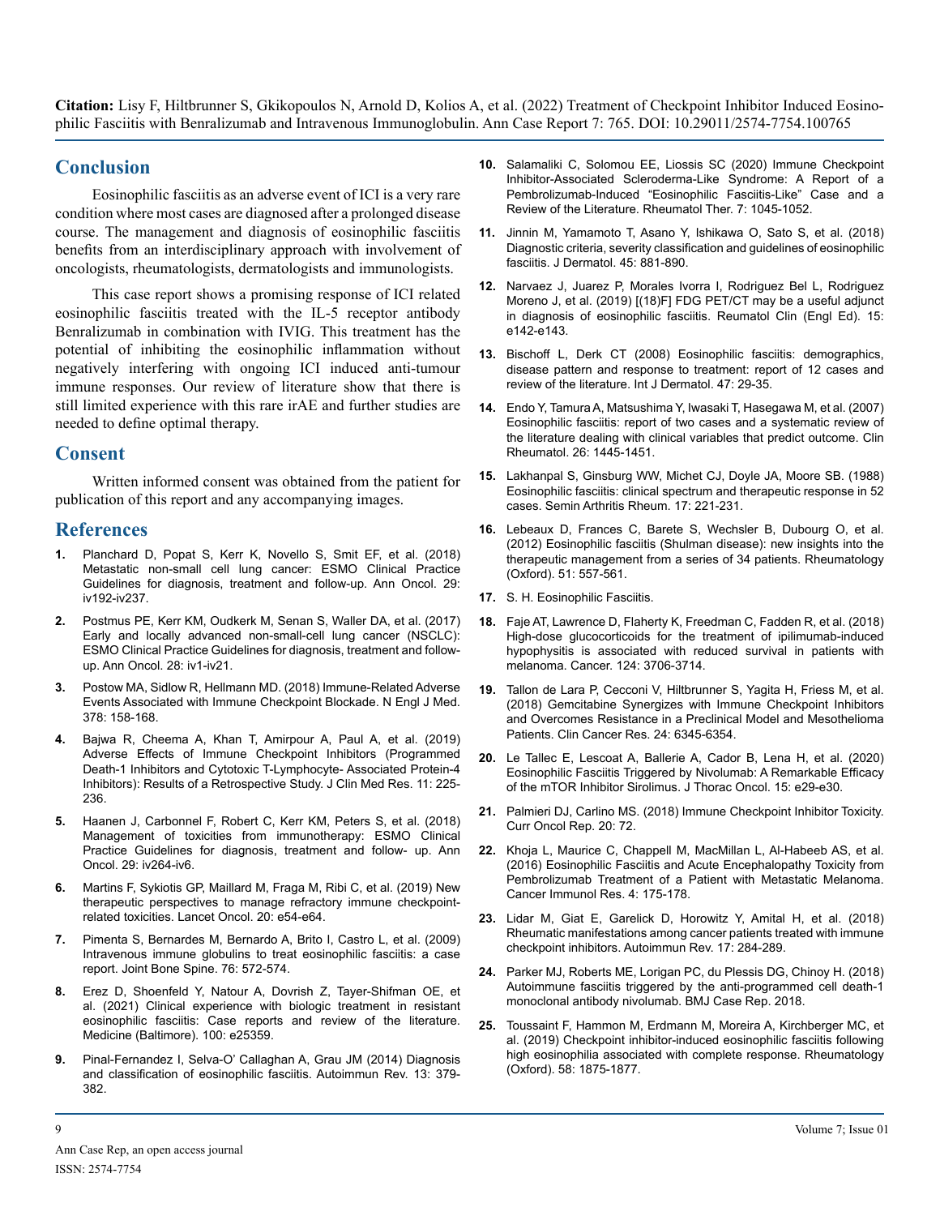## Conclusion

Eosinophilic fasciitis as an adverse event of ICI is a very rare condition where most cases are diagnosed after a prolonged disease course. The management and diagnosis of eosinophilic fasciitis benefits from an interdisciplinary approach with involvement of oncologists, rheumatologists, dermatologists and immunologists.

This case report shows a promising response of ICI related eosinophilic fasciitis treated with the IL-5 receptor antibody Benralizumab in combination with IVIG. This treatment has the potential of inhibiting the eosinophilic inflammation without negatively interfering with ongoing ICI induced anti-tumour immune responses. Our review of literature show that there is still limited experience with this rare irAE and further studies are needed to define optimal therapy.

## Consent

Written informed consent was obtained from the patient for publication of this report and any accompanying images.

## References

1. Planchard D, Popat S, Kerr K, Novello S, Smit EF, et al. (2018) Metastatic non-small cell lung cancer: ESMO Clinical Practice Guidelines for diagnosis, treatment and follow-up. Ann Oncol. 29: iv192-iv237.
2. Postmus PE, Kerr KM, Oudkerk M, Senan S, Waller DA, et al. (2017) Early and locally advanced non-small-cell lung cancer (NSCLC): ESMO Clinical Practice Guidelines for diagnosis, treatment and follow-up. Ann Oncol. 28: iv1-iv21.
3. Postow MA, Sidlow R, Hellmann MD. (2018) Immune-Related Adverse Events Associated with Immune Checkpoint Blockade. N Engl J Med. 378: 158-168.
4. Bajwa R, Cheema A, Khan T, Amirpour A, Paul A, et al. (2019) Adverse Effects of Immune Checkpoint Inhibitors (Programmed Death-1 Inhibitors and Cytotoxic T-Lymphocyte- Associated Protein-4 Inhibitors): Results of a Retrospective Study. J Clin Med Res. 11: 225-236.
5. Haanen J, Carbonnel F, Robert C, Kerr KM, Peters S, et al. (2018) Management of toxicities from immunotherapy: ESMO Clinical Practice Guidelines for diagnosis, treatment and follow- up. Ann Oncol. 29: iv264-iv6.
6. Martins F, Sykiotis GP, Maillard M, Fraga M, Ribi C, et al. (2019) New therapeutic perspectives to manage refractory immune checkpoint-related toxicities. Lancet Oncol. 20: e54-e64.
7. Pimenta S, Bernardes M, Bernardo A, Brito I, Castro L, et al. (2009) Intravenous immune globulins to treat eosinophilic fasciitis: a case report. Joint Bone Spine. 76: 572-574.
8. Erez D, Shoenfeld Y, Natour A, Dovrish Z, Tayer-Shifman OE, et al. (2021) Clinical experience with biologic treatment in resistant eosinophilic fasciitis: Case reports and review of the literature. Medicine (Baltimore). 100: e25359.
9. Pinal-Fernandez I, Selva-O' Callaghan A, Grau JM (2014) Diagnosis and classification of eosinophilic fasciitis. Autoimmun Rev. 13: 379-382.
10. Salamaliki C, Solomou EE, Liossis SC (2020) Immune Checkpoint Inhibitor-Associated Scleroderma-Like Syndrome: A Report of a Pembrolizumab-Induced "Eosinophilic Fasciitis-Like" Case and a Review of the Literature. Rheumatol Ther. 7: 1045-1052.
11. Jinnin M, Yamamoto T, Asano Y, Ishikawa O, Sato S, et al. (2018) Diagnostic criteria, severity classification and guidelines of eosinophilic fasciitis. J Dermatol. 45: 881-890.
12. Narvaez J, Juarez P, Morales Ivorra I, Rodriguez Bel L, Rodriguez Moreno J, et al. (2019) [(18)F] FDG PET/CT may be a useful adjunct in diagnosis of eosinophilic fasciitis. Reumatol Clin (Engl Ed). 15: e142-e143.
13. Bischoff L, Derk CT (2008) Eosinophilic fasciitis: demographics, disease pattern and response to treatment: report of 12 cases and review of the literature. Int J Dermatol. 47: 29-35.
14. Endo Y, Tamura A, Matsushima Y, Iwasaki T, Hasegawa M, et al. (2007) Eosinophilic fasciitis: report of two cases and a systematic review of the literature dealing with clinical variables that predict outcome. Clin Rheumatol. 26: 1445-1451.
15. Lakhanpal S, Ginsburg WW, Michet CJ, Doyle JA, Moore SB. (1988) Eosinophilic fasciitis: clinical spectrum and therapeutic response in 52 cases. Semin Arthritis Rheum. 17: 221-231.
16. Lebeaux D, Frances C, Barete S, Wechsler B, Dubourg O, et al. (2012) Eosinophilic fasciitis (Shulman disease): new insights into the therapeutic management from a series of 34 patients. Rheumatology (Oxford). 51: 557-561.
17. S. H. Eosinophilic Fasciitis.
18. Faje AT, Lawrence D, Flaherty K, Freedman C, Fadden R, et al. (2018) High-dose glucocorticoids for the treatment of ipilimumab-induced hypophysitis is associated with reduced survival in patients with melanoma. Cancer. 124: 3706-3714.
19. Tallon de Lara P, Cecconi V, Hiltbrunner S, Yagita H, Friess M, et al. (2018) Gemcitabine Synergizes with Immune Checkpoint Inhibitors and Overcomes Resistance in a Preclinical Model and Mesothelioma Patients. Clin Cancer Res. 24: 6345-6354.
20. Le Tallec E, Lescoat A, Ballerie A, Cador B, Lena H, et al. (2020) Eosinophilic Fasciitis Triggered by Nivolumab: A Remarkable Efficacy of the mTOR Inhibitor Sirolimus. J Thorac Oncol. 15: e29-e30.
21. Palmieri DJ, Carlino MS. (2018) Immune Checkpoint Inhibitor Toxicity. Curr Oncol Rep. 20: 72.
22. Khoja L, Maurice C, Chappell M, MacMillan L, Al-Habeeb AS, et al. (2016) Eosinophilic Fasciitis and Acute Encephalopathy Toxicity from Pembrolizumab Treatment of a Patient with Metastatic Melanoma. Cancer Immunol Res. 4: 175-178.
23. Lidar M, Giat E, Garelick D, Horowitz Y, Amital H, et al. (2018) Rheumatic manifestations among cancer patients treated with immune checkpoint inhibitors. Autoimmun Rev. 17: 284-289.
24. Parker MJ, Roberts ME, Lorigan PC, du Plessis DG, Chinoy H. (2018) Autoimmune fasciitis triggered by the anti-programmed cell death-1 monoclonal antibody nivolumab. BMJ Case Rep. 2018.
25. Toussaint F, Hammon M, Erdmann M, Moreira A, Kirchberger MC, et al. (2019) Checkpoint inhibitor-induced eosinophilic fasciitis following high eosinophilia associated with complete response. Rheumatology (Oxford). 58: 1875-1877.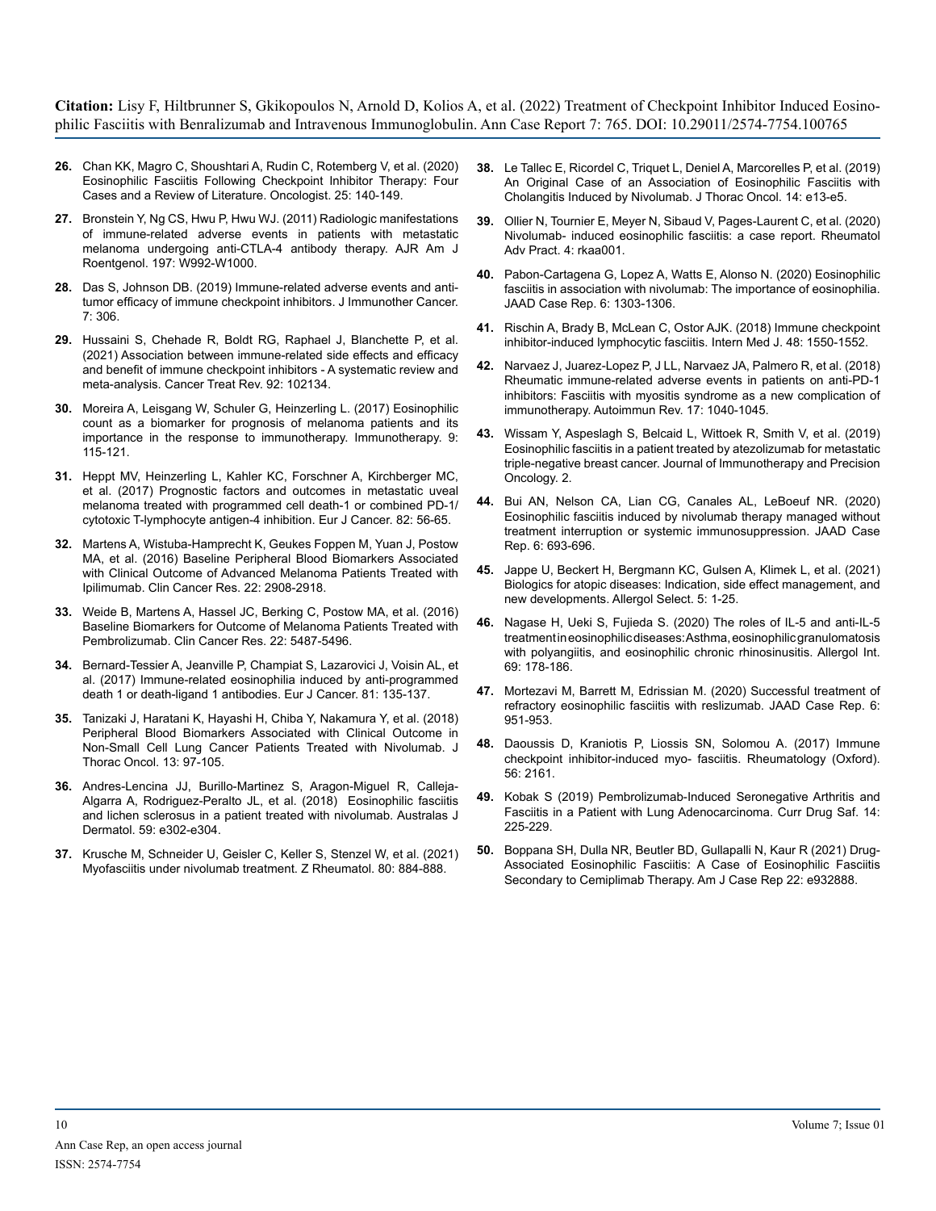26. Chan KK, Magro C, Shoushtari A, Rudin C, Rotemberg V, et al. (2020) Eosinophilic Fasciitis Following Checkpoint Inhibitor Therapy: Four Cases and a Review of Literature. Oncologist. 25: 140-149.

27. Bronstein Y, Ng CS, Hwu P, Hwu WJ. (2011) Radiologic manifestations of immune-related adverse events in patients with metastatic melanoma undergoing anti-CTLA-4 antibody therapy. AJR Am J Roentgenol. 197: W992-W1000.

28. Das S, Johnson DB. (2019) Immune-related adverse events and anti-tumor efficacy of immune checkpoint inhibitors. J Immunother Cancer. 7: 306.

29. Hussaini S, Chehade R, Boldt RG, Raphael J, Blanchette P, et al. (2021) Association between immune-related side effects and efficacy and benefit of immune checkpoint inhibitors - A systematic review and meta-analysis. Cancer Treat Rev. 92: 102134.

30. Moreira A, Leisgang W, Schuler G, Heinzerling L. (2017) Eosinophilic count as a biomarker for prognosis of melanoma patients and its importance in the response to immunotherapy. Immunotherapy. 9: 115-121.

31. Heppt MV, Heinzerling L, Kahler KC, Forschner A, Kirchberger MC, et al. (2017) Prognostic factors and outcomes in metastatic uveal melanoma treated with programmed cell death-1 or combined PD-1/ cytotoxic T-lymphocyte antigen-4 inhibition. Eur J Cancer. 82: 56-65.

32. Martens A, Wistuba-Hamprecht K, Geukes Foppen M, Yuan J, Postow MA, et al. (2016) Baseline Peripheral Blood Biomarkers Associated with Clinical Outcome of Advanced Melanoma Patients Treated with Ipilimumab. Clin Cancer Res. 22: 2908-2918.

33. Weide B, Martens A, Hassel JC, Berking C, Postow MA, et al. (2016) Baseline Biomarkers for Outcome of Melanoma Patients Treated with Pembrolizumab. Clin Cancer Res. 22: 5487-5496.

34. Bernard-Tessier A, Jeanville P, Champiat S, Lazarovici J, Voisin AL, et al. (2017) Immune-related eosinophilia induced by anti-programmed death 1 or death-ligand 1 antibodies. Eur J Cancer. 81: 135-137.

35. Tanizaki J, Haratani K, Hayashi H, Chiba Y, Nakamura Y, et al. (2018) Peripheral Blood Biomarkers Associated with Clinical Outcome in Non-Small Cell Lung Cancer Patients Treated with Nivolumab. J Thorac Oncol. 13: 97-105.

36. Andres-Lencina JJ, Burillo-Martinez S, Aragon-Miguel R, Calleja-Algarra A, Rodriguez-Peralto JL, et al. (2018) Eosinophilic fasciitis and lichen sclerosus in a patient treated with nivolumab. Australas J Dermatol. 59: e302-e304.

37. Krusche M, Schneider U, Geisler C, Keller S, Stenzel W, et al. (2021) Myofasciitis under nivolumab treatment. Z Rheumatol. 80: 884-888.

38. Le Tallec E, Ricordel C, Triquet L, Deniel A, Marcorelles P, et al. (2019) An Original Case of an Association of Eosinophilic Fasciitis with Cholangitis Induced by Nivolumab. J Thorac Oncol. 14: e13-e5.

39. Ollier N, Tournier E, Meyer N, Sibaud V, Pages-Laurent C, et al. (2020) Nivolumab- induced eosinophilic fasciitis: a case report. Rheumatol Adv Pract. 4: rkaa001.

40. Pabon-Cartagena G, Lopez A, Watts E, Alonso N. (2020) Eosinophilic fasciitis in association with nivolumab: The importance of eosinophilia. JAAD Case Rep. 6: 1303-1306.

41. Rischin A, Brady B, McLean C, Ostor AJK. (2018) Immune checkpoint inhibitor-induced lymphocytic fasciitis. Intern Med J. 48: 1550-1552.

42. Narvaez J, Juarez-Lopez P, J LL, Narvaez JA, Palmero R, et al. (2018) Rheumatic immune-related adverse events in patients on anti-PD-1 inhibitors: Fasciitis with myositis syndrome as a new complication of immunotherapy. Autoimmun Rev. 17: 1040-1045.

43. Wissam Y, Aspeslagh S, Belcaid L, Wittoek R, Smith V, et al. (2019) Eosinophilic fasciitis in a patient treated by atezolizumab for metastatic triple-negative breast cancer. Journal of Immunotherapy and Precision Oncology. 2.

44. Bui AN, Nelson CA, Lian CG, Canales AL, LeBoeuf NR. (2020) Eosinophilic fasciitis induced by nivolumab therapy managed without treatment interruption or systemic immunosuppression. JAAD Case Rep. 6: 693-696.

45. Jappe U, Beckert H, Bergmann KC, Gulsen A, Klimek L, et al. (2021) Biologics for atopic diseases: Indication, side effect management, and new developments. Allergol Select. 5: 1-25.

46. Nagase H, Ueki S, Fujieda S. (2020) The roles of IL-5 and anti-IL-5 treatment in eosinophilic diseases: Asthma, eosinophilic granulomatosis with polyangiitis, and eosinophilic chronic rhinosinusitis. Allergol Int. 69: 178-186.

47. Mortezavi M, Barrett M, Edrissian M. (2020) Successful treatment of refractory eosinophilic fasciitis with reslizumab. JAAD Case Rep. 6: 951-953.

48. Daoussis D, Kraniotis P, Liossis SN, Solomou A. (2017) Immune checkpoint inhibitor-induced myo- fasciitis. Rheumatology (Oxford). 56: 2161.

49. Kobak S (2019) Pembrolizumab-Induced Seronegative Arthritis and Fasciitis in a Patient with Lung Adenocarcinoma. Curr Drug Saf. 14: 225-229.

50. Boppana SH, Dulla NR, Beutler BD, Gullapalli N, Kaur R (2021) Drug-Associated Eosinophilic Fasciitis: A Case of Eosinophilic Fasciitis Secondary to Cemiplimab Therapy. Am J Case Rep 22: e932888.